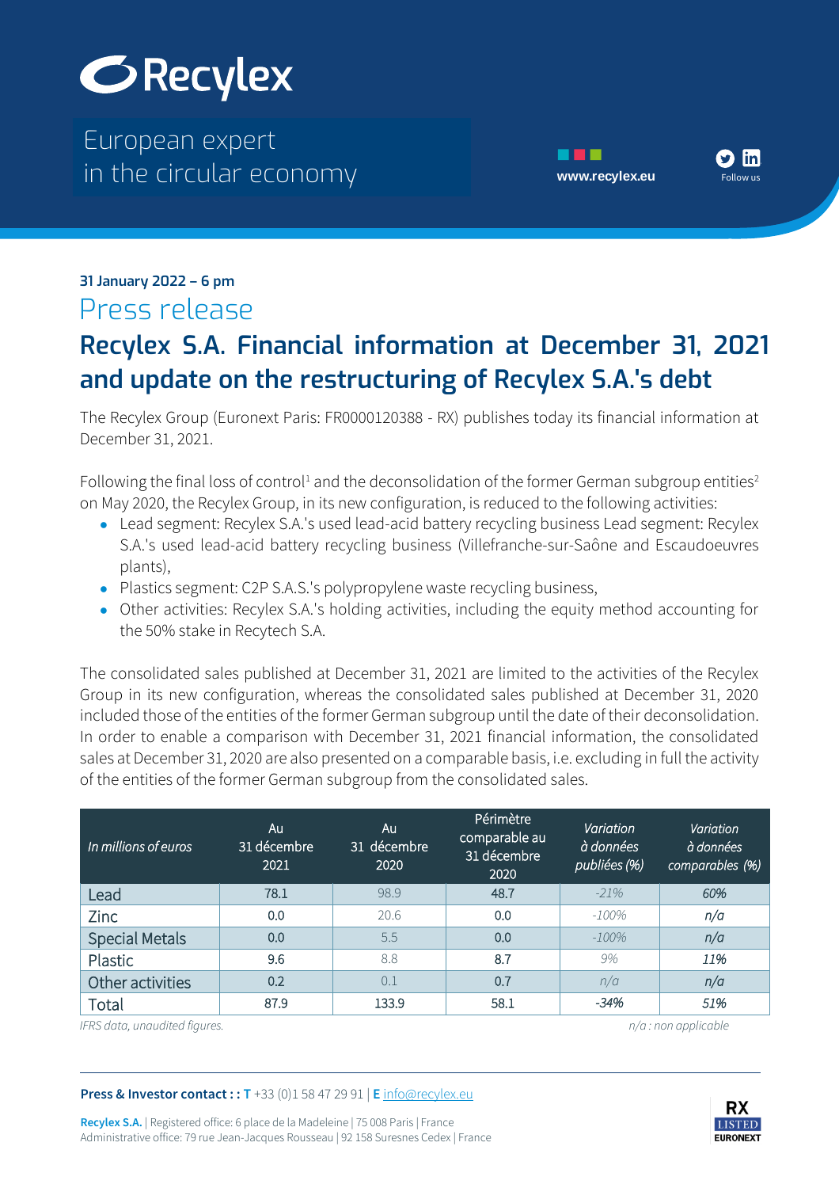# Recylex

European expert in the circular economy

www.recylex.eu

Follow us

**31 January 2022 – 6 pm**

## Press release

# Recylex S.A. Financial information at December 31, 2021 and update on the restructuring of Recylex S.A.'s debt

The Recylex Group (Euronext Paris: FR0000120388 - RX) publishes today its financial information at December 31, 2021.

Following the final loss of control[1] and the deconsolidation of the former German subgroup entities[2] on May 2020, the Recylex Group, in its new configuration, is reduced to the following activities:

- Lead segment: Recylex S.A.'s used lead-acid battery recycling business Lead segment: Recylex S.A.'s used lead-acid battery recycling business (Villefranche-sur-Saône and Escaudoeuvres plants),
- Plastics segment: C2P S.A.S.'s polypropylene waste recycling business,
- Other activities: Recylex S.A.'s holding activities, including the equity method accounting for the 50% stake in Recytech S.A.

The consolidated sales published at December 31, 2021 are limited to the activities of the Recylex Group in its new configuration, whereas the consolidated sales published at December 31, 2020 included those of the entities of the former German subgroup until the date of their deconsolidation. In order to enable a comparison with December 31, 2021 financial information, the consolidated sales at December 31, 2020 are also presented on a comparable basis, i.e. excluding in full the activity of the entities of the former German subgroup from the consolidated sales.

| *In millions of euros* | Au 31 décembre 2021 | Au 31 décembre 2020 | Périmètre comparable au 31 décembre 2020 | *Variation à données publiées (%)* | *Variation à données comparables (%)* |
|---|---|---|---|---|---|
| Lead | 78.1 | 98.9 | 48.7 | *-21%* | *60%* |
| Zinc | 0.0 | 20.6 | 0.0 | *-100%* | *n/a* |
| Special Metals | 0.0 | 5.5 | 0.0 | *-100%* | *n/a* |
| Plastic | 9.6 | 8.8 | 8.7 | *9%* | *11%* |
| Other activities | 0.2 | 0.1 | 0.7 | *n/a* | *n/a* |
| Total | 87.9 | 133.9 | 58.1 | *-34%* | *51%* |

*IFRS data, unaudited figures.* *n/a : non applicable*

**Press & Investor contact : : T** +33 (0)1 58 47 29 91 | **E** info@recylex.eu

**Recylex S.A.** | Registered office: 6 place de la Madeleine | 75 008 Paris | France
Administrative office: 79 rue Jean-Jacques Rousseau | 92 158 Suresnes Cedex | France

RX LISTED EURONEXT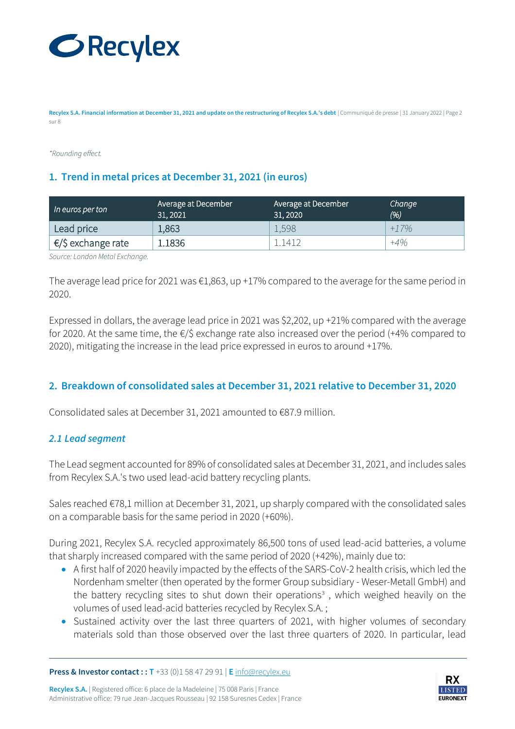*Rounding effect.

## 1. Trend in metal prices at December 31, 2021 (in euros)

| *In euros per ton* | Average at December 31, 2021 | Average at December 31, 2020 | *Change (%)* |
|---|---|---|---|
| Lead price | 1,863 | 1,598 | *+17%* |
| €/$ exchange rate | 1.1836 | 1.1412 | *+4%* |

*Source: London Metal Exchange.*

The average lead price for 2021 was €1,863, up +17% compared to the average for the same period in 2020.

Expressed in dollars, the average lead price in 2021 was $2,202, up +21% compared with the average for 2020. At the same time, the €/$ exchange rate also increased over the period (+4% compared to 2020), mitigating the increase in the lead price expressed in euros to around +17%.

## 2. Breakdown of consolidated sales at December 31, 2021 relative to December 31, 2020

Consolidated sales at December 31, 2021 amounted to €87.9 million.

### *2.1 Lead segment*

The Lead segment accounted for 89% of consolidated sales at December 31, 2021, and includes sales from Recylex S.A.'s two used lead-acid battery recycling plants.

Sales reached €78,1 million at December 31, 2021, up sharply compared with the consolidated sales on a comparable basis for the same period in 2020 (+60%).

During 2021, Recylex S.A. recycled approximately 86,500 tons of used lead-acid batteries, a volume that sharply increased compared with the same period of 2020 (+42%), mainly due to:

- A first half of 2020 heavily impacted by the effects of the SARS-CoV-2 health crisis, which led the Nordenham smelter (then operated by the former Group subsidiary - Weser-Metall GmbH) and the battery recycling sites to shut down their operations[3] , which weighed heavily on the volumes of used lead-acid batteries recycled by Recylex S.A. ;
- Sustained activity over the last three quarters of 2021, with higher volumes of secondary materials sold than those observed over the last three quarters of 2020. In particular, lead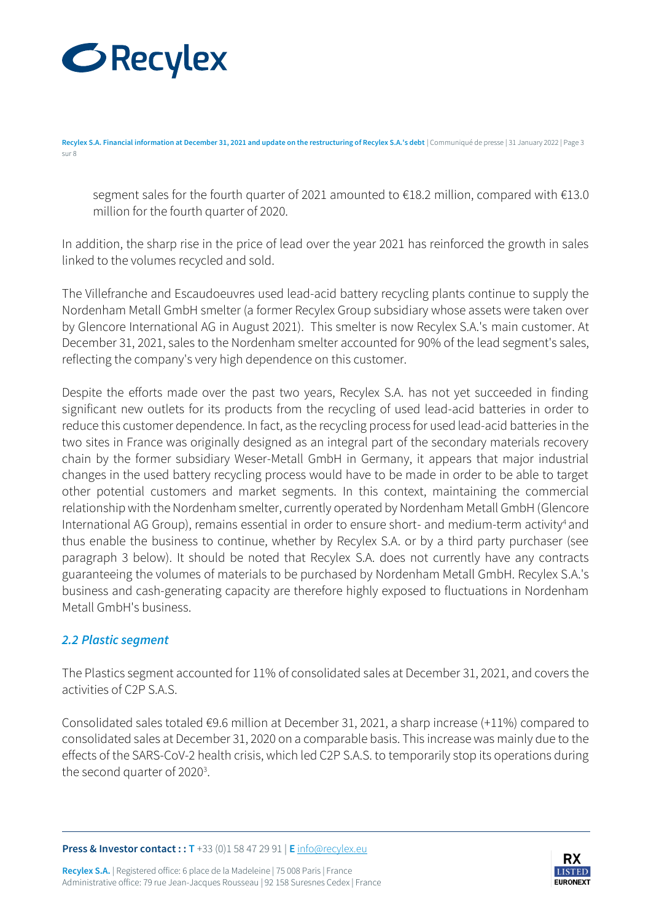segment sales for the fourth quarter of 2021 amounted to €18.2 million, compared with €13.0 million for the fourth quarter of 2020.

In addition, the sharp rise in the price of lead over the year 2021 has reinforced the growth in sales linked to the volumes recycled and sold.

The Villefranche and Escaudoeuvres used lead-acid battery recycling plants continue to supply the Nordenham Metall GmbH smelter (a former Recylex Group subsidiary whose assets were taken over by Glencore International AG in August 2021). This smelter is now Recylex S.A.'s main customer. At December 31, 2021, sales to the Nordenham smelter accounted for 90% of the lead segment's sales, reflecting the company's very high dependence on this customer.

Despite the efforts made over the past two years, Recylex S.A. has not yet succeeded in finding significant new outlets for its products from the recycling of used lead-acid batteries in order to reduce this customer dependence. In fact, as the recycling process for used lead-acid batteries in the two sites in France was originally designed as an integral part of the secondary materials recovery chain by the former subsidiary Weser-Metall GmbH in Germany, it appears that major industrial changes in the used battery recycling process would have to be made in order to be able to target other potential customers and market segments. In this context, maintaining the commercial relationship with the Nordenham smelter, currently operated by Nordenham Metall GmbH (Glencore International AG Group), remains essential in order to ensure short- and medium-term activity[4] and thus enable the business to continue, whether by Recylex S.A. or by a third party purchaser (see paragraph 3 below). It should be noted that Recylex S.A. does not currently have any contracts guaranteeing the volumes of materials to be purchased by Nordenham Metall GmbH. Recylex S.A.'s business and cash-generating capacity are therefore highly exposed to fluctuations in Nordenham Metall GmbH's business.

### *2.2 Plastic segment*

The Plastics segment accounted for 11% of consolidated sales at December 31, 2021, and covers the activities of C2P S.A.S.

Consolidated sales totaled €9.6 million at December 31, 2021, a sharp increase (+11%) compared to consolidated sales at December 31, 2020 on a comparable basis. This increase was mainly due to the effects of the SARS-CoV-2 health crisis, which led C2P S.A.S. to temporarily stop its operations during the second quarter of 2020[3].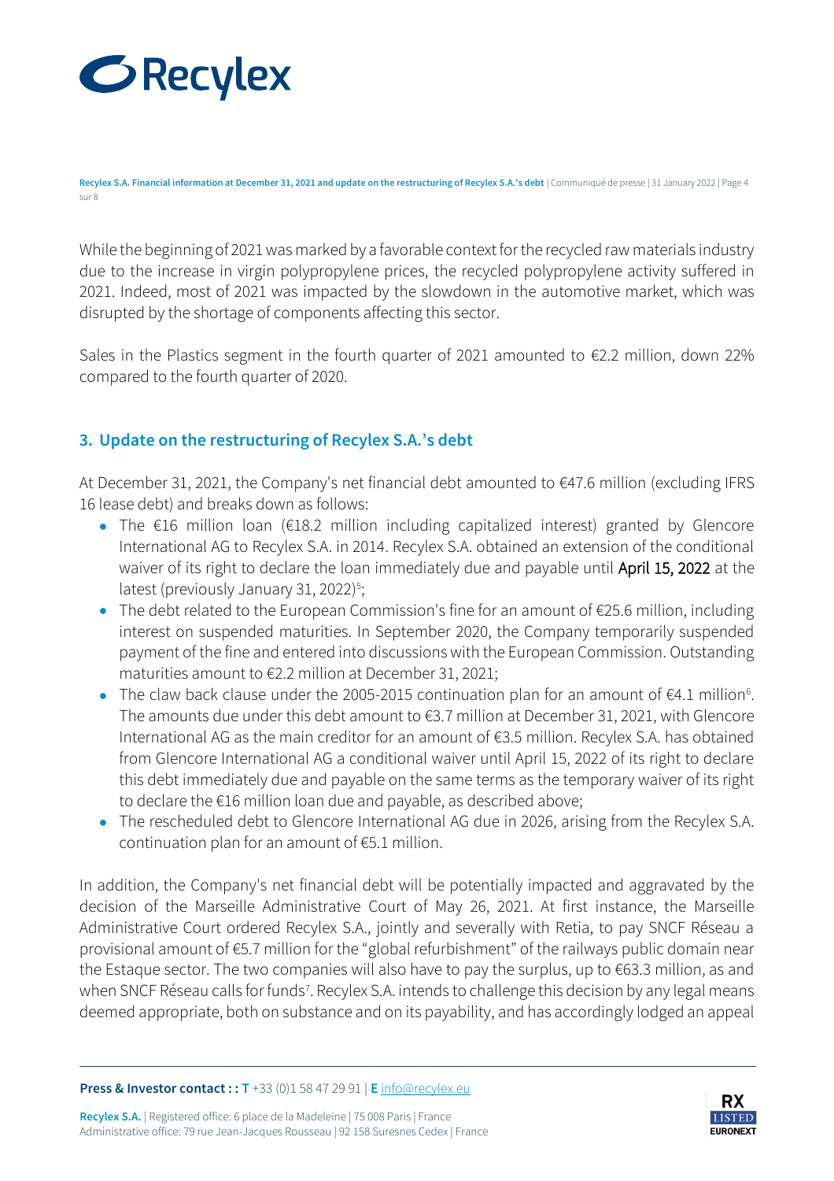While the beginning of 2021 was marked by a favorable context for the recycled raw materials industry due to the increase in virgin polypropylene prices, the recycled polypropylene activity suffered in 2021. Indeed, most of 2021 was impacted by the slowdown in the automotive market, which was disrupted by the shortage of components affecting this sector.

Sales in the Plastics segment in the fourth quarter of 2021 amounted to €2.2 million, down 22% compared to the fourth quarter of 2020.

## 3. Update on the restructuring of Recylex S.A.'s debt

At December 31, 2021, the Company's net financial debt amounted to €47.6 million (excluding IFRS 16 lease debt) and breaks down as follows:

- The €16 million loan (€18.2 million including capitalized interest) granted by Glencore International AG to Recylex S.A. in 2014. Recylex S.A. obtained an extension of the conditional waiver of its right to declare the loan immediately due and payable until April 15, 2022 at the latest (previously January 31, 2022)[5];
- The debt related to the European Commission's fine for an amount of €25.6 million, including interest on suspended maturities. In September 2020, the Company temporarily suspended payment of the fine and entered into discussions with the European Commission. Outstanding maturities amount to €2.2 million at December 31, 2021;
- The claw back clause under the 2005-2015 continuation plan for an amount of €4.1 million[6]. The amounts due under this debt amount to €3.7 million at December 31, 2021, with Glencore International AG as the main creditor for an amount of €3.5 million. Recylex S.A. has obtained from Glencore International AG a conditional waiver until April 15, 2022 of its right to declare this debt immediately due and payable on the same terms as the temporary waiver of its right to declare the €16 million loan due and payable, as described above;
- The rescheduled debt to Glencore International AG due in 2026, arising from the Recylex S.A. continuation plan for an amount of €5.1 million.

In addition, the Company's net financial debt will be potentially impacted and aggravated by the decision of the Marseille Administrative Court of May 26, 2021. At first instance, the Marseille Administrative Court ordered Recylex S.A., jointly and severally with Retia, to pay SNCF Réseau a provisional amount of €5.7 million for the "global refurbishment" of the railways public domain near the Estaque sector. The two companies will also have to pay the surplus, up to €63.3 million, as and when SNCF Réseau calls for funds[7]. Recylex S.A. intends to challenge this decision by any legal means deemed appropriate, both on substance and on its payability, and has accordingly lodged an appeal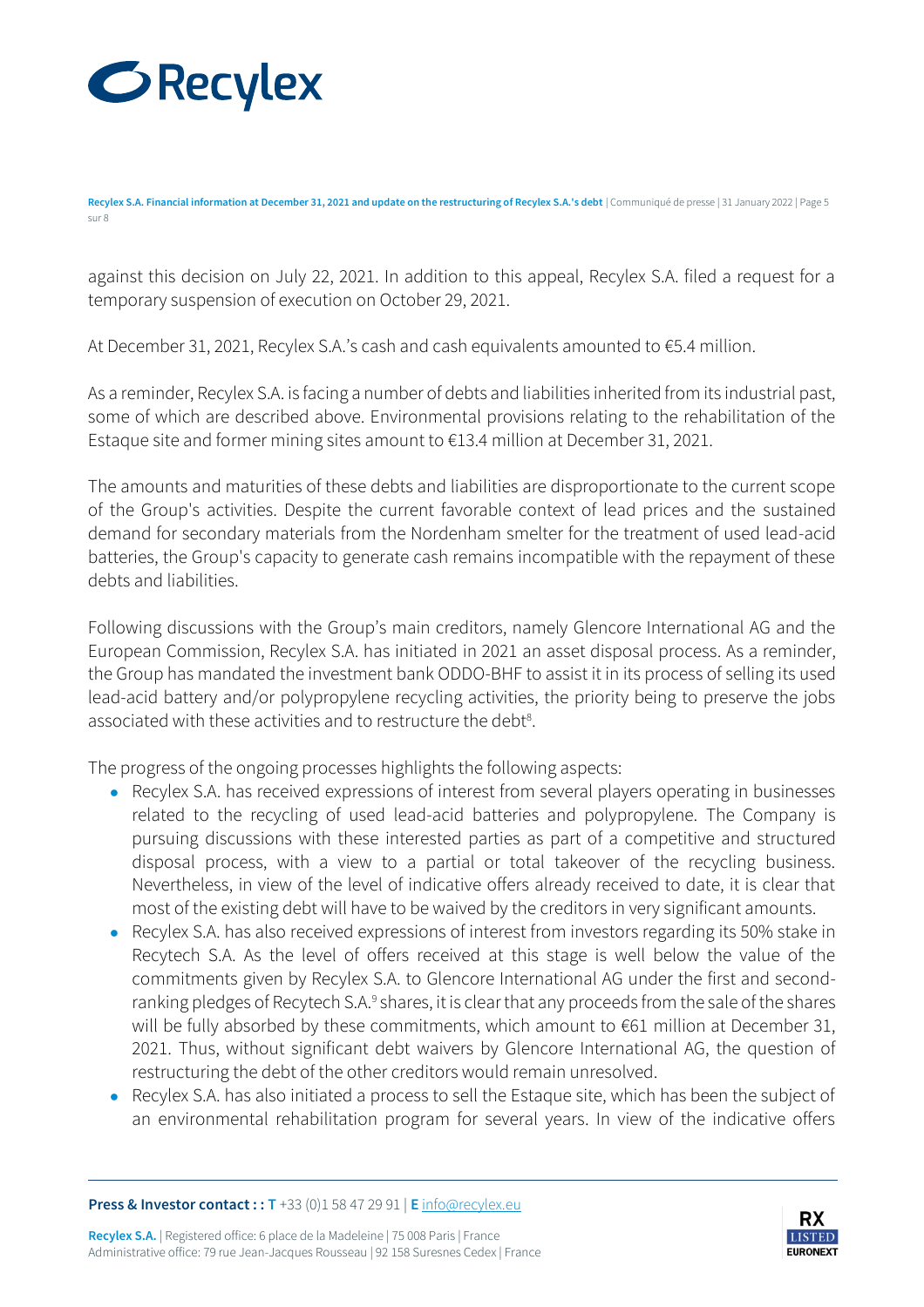against this decision on July 22, 2021. In addition to this appeal, Recylex S.A. filed a request for a temporary suspension of execution on October 29, 2021.

At December 31, 2021, Recylex S.A.'s cash and cash equivalents amounted to €5.4 million.

As a reminder, Recylex S.A. is facing a number of debts and liabilities inherited from its industrial past, some of which are described above. Environmental provisions relating to the rehabilitation of the Estaque site and former mining sites amount to €13.4 million at December 31, 2021.

The amounts and maturities of these debts and liabilities are disproportionate to the current scope of the Group's activities. Despite the current favorable context of lead prices and the sustained demand for secondary materials from the Nordenham smelter for the treatment of used lead-acid batteries, the Group's capacity to generate cash remains incompatible with the repayment of these debts and liabilities.

Following discussions with the Group's main creditors, namely Glencore International AG and the European Commission, Recylex S.A. has initiated in 2021 an asset disposal process. As a reminder, the Group has mandated the investment bank ODDO-BHF to assist it in its process of selling its used lead-acid battery and/or polypropylene recycling activities, the priority being to preserve the jobs associated with these activities and to restructure the debt[8].

The progress of the ongoing processes highlights the following aspects:

- Recylex S.A. has received expressions of interest from several players operating in businesses related to the recycling of used lead-acid batteries and polypropylene. The Company is pursuing discussions with these interested parties as part of a competitive and structured disposal process, with a view to a partial or total takeover of the recycling business. Nevertheless, in view of the level of indicative offers already received to date, it is clear that most of the existing debt will have to be waived by the creditors in very significant amounts.
- Recylex S.A. has also received expressions of interest from investors regarding its 50% stake in Recytech S.A. As the level of offers received at this stage is well below the value of the commitments given by Recylex S.A. to Glencore International AG under the first and second-ranking pledges of Recytech S.A.[9] shares, it is clear that any proceeds from the sale of the shares will be fully absorbed by these commitments, which amount to €61 million at December 31, 2021. Thus, without significant debt waivers by Glencore International AG, the question of restructuring the debt of the other creditors would remain unresolved.
- Recylex S.A. has also initiated a process to sell the Estaque site, which has been the subject of an environmental rehabilitation program for several years. In view of the indicative offers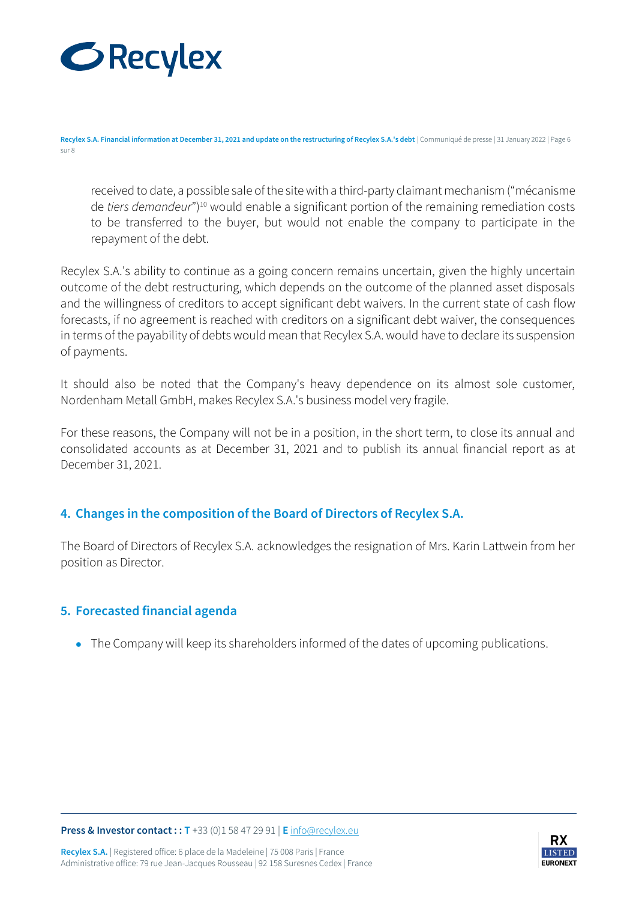received to date, a possible sale of the site with a third-party claimant mechanism ("mécanisme de *tiers demandeur*")[10] would enable a significant portion of the remaining remediation costs to be transferred to the buyer, but would not enable the company to participate in the repayment of the debt.

Recylex S.A.'s ability to continue as a going concern remains uncertain, given the highly uncertain outcome of the debt restructuring, which depends on the outcome of the planned asset disposals and the willingness of creditors to accept significant debt waivers. In the current state of cash flow forecasts, if no agreement is reached with creditors on a significant debt waiver, the consequences in terms of the payability of debts would mean that Recylex S.A. would have to declare its suspension of payments.

It should also be noted that the Company's heavy dependence on its almost sole customer, Nordenham Metall GmbH, makes Recylex S.A.'s business model very fragile.

For these reasons, the Company will not be in a position, in the short term, to close its annual and consolidated accounts as at December 31, 2021 and to publish its annual financial report as at December 31, 2021.

## 4. Changes in the composition of the Board of Directors of Recylex S.A.

The Board of Directors of Recylex S.A. acknowledges the resignation of Mrs. Karin Lattwein from her position as Director.

## 5. Forecasted financial agenda

- The Company will keep its shareholders informed of the dates of upcoming publications.

**Press & Investor contact : : T** +33 (0)1 58 47 29 91 | **E** info@recylex.eu

**Recylex S.A.** | Registered office: 6 place de la Madeleine | 75 008 Paris | France
Administrative office: 79 rue Jean-Jacques Rousseau | 92 158 Suresnes Cedex | France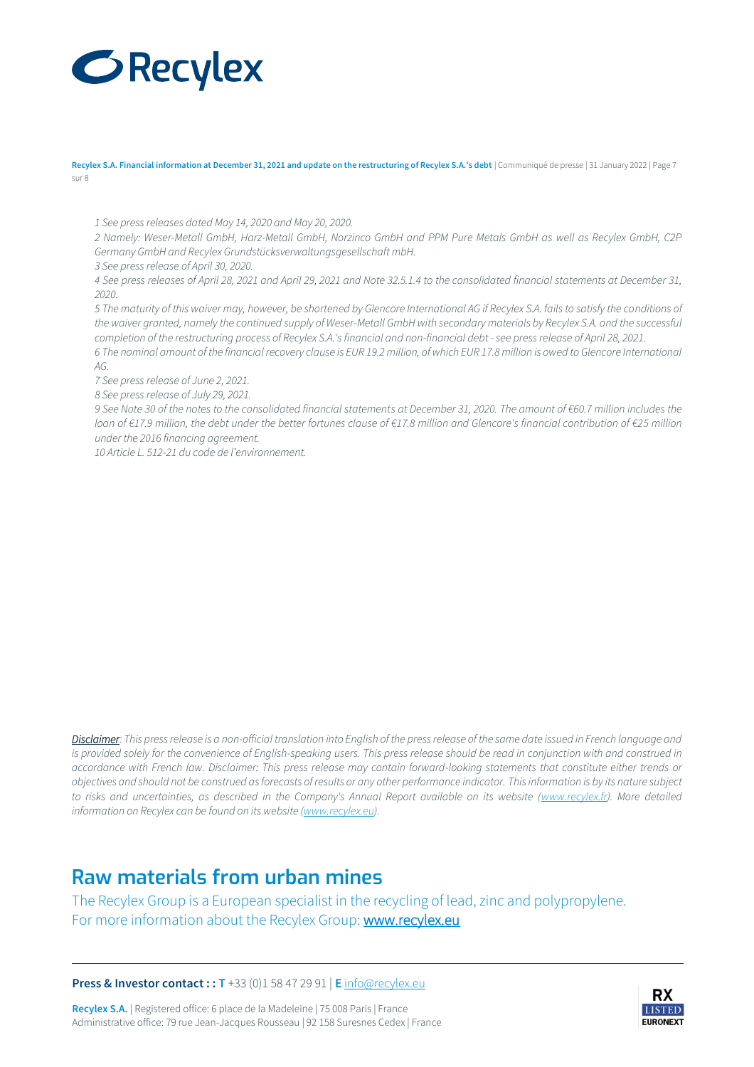*1 See press releases dated May 14, 2020 and May 20, 2020.*

*2 Namely: Weser-Metall GmbH, Harz-Metall GmbH, Norzinco GmbH and PPM Pure Metals GmbH as well as Recylex GmbH, C2P Germany GmbH and Recylex Grundstücksverwaltungsgesellschaft mbH.*

*3 See press release of April 30, 2020.*

*4 See press releases of April 28, 2021 and April 29, 2021 and Note 32.5.1.4 to the consolidated financial statements at December 31, 2020.*

*5 The maturity of this waiver may, however, be shortened by Glencore International AG if Recylex S.A. fails to satisfy the conditions of the waiver granted, namely the continued supply of Weser-Metall GmbH with secondary materials by Recylex S.A. and the successful completion of the restructuring process of Recylex S.A.'s financial and non-financial debt - see press release of April 28, 2021.*

*6 The nominal amount of the financial recovery clause is EUR 19.2 million, of which EUR 17.8 million is owed to Glencore International AG.*

*7 See press release of June 2, 2021.*

*8 See press release of July 29, 2021.*

*9 See Note 30 of the notes to the consolidated financial statements at December 31, 2020. The amount of €60.7 million includes the loan of €17.9 million, the debt under the better fortunes clause of €17.8 million and Glencore's financial contribution of €25 million under the 2016 financing agreement.*

*10 Article L. 512-21 du code de l'environnement.*

*Disclaimer: This press release is a non-official translation into English of the press release of the same date issued in French language and is provided solely for the convenience of English-speaking users. This press release should be read in conjunction with and construed in accordance with French law. Disclaimer: This press release may contain forward-looking statements that constitute either trends or objectives and should not be construed as forecasts of results or any other performance indicator. This information is by its nature subject to risks and uncertainties, as described in the Company's Annual Report available on its website (www.recylex.fr). More detailed information on Recylex can be found on its website (www.recylex.eu).*

## Raw materials from urban mines

The Recylex Group is a European specialist in the recycling of lead, zinc and polypropylene.
For more information about the Recylex Group: www.recylex.eu

**Press & Investor contact : : T** +33 (0)1 58 47 29 91 | **E** info@recylex.eu

**Recylex S.A.** | Registered office: 6 place de la Madeleine | 75 008 Paris | France
Administrative office: 79 rue Jean-Jacques Rousseau | 92 158 Suresnes Cedex | France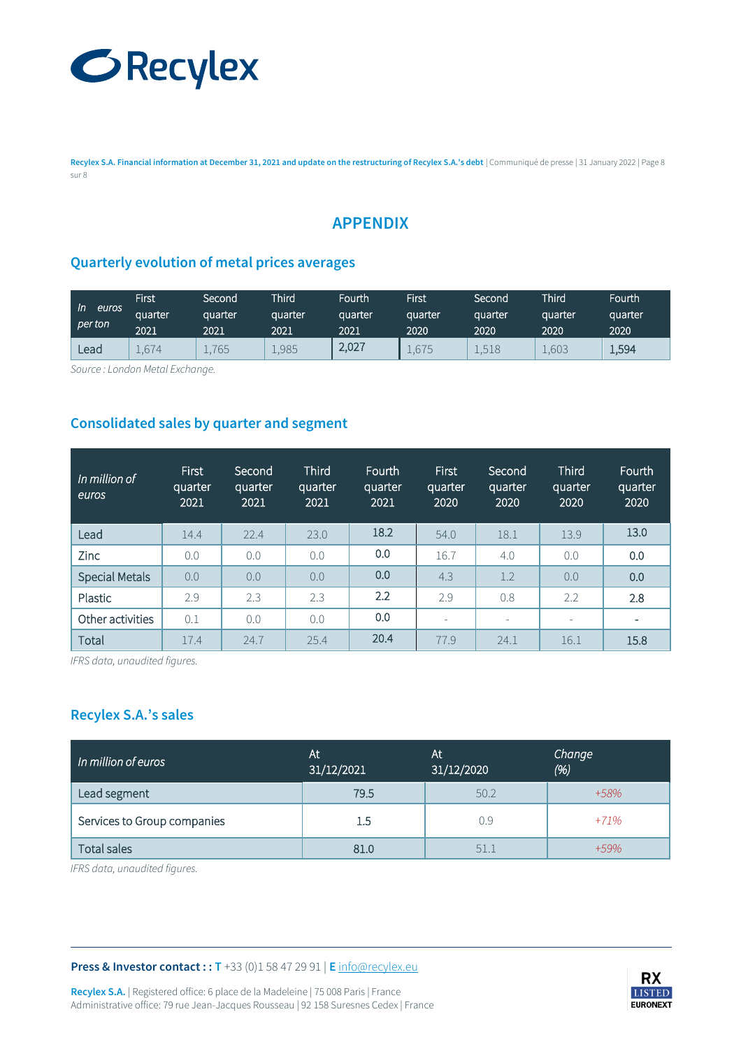# APPENDIX

## Quarterly evolution of metal prices averages

| *In euros per ton* | First quarter 2021 | Second quarter 2021 | Third quarter 2021 | Fourth quarter 2021 | First quarter 2020 | Second quarter 2020 | Third quarter 2020 | Fourth quarter 2020 |
|---|---|---|---|---|---|---|---|---|
| Lead | 1,674 | 1,765 | 1,985 | 2,027 | 1,675 | 1,518 | 1,603 | 1,594 |

*Source : London Metal Exchange.*

## Consolidated sales by quarter and segment

| *In million of euros* | First quarter 2021 | Second quarter 2021 | Third quarter 2021 | Fourth quarter 2021 | First quarter 2020 | Second quarter 2020 | Third quarter 2020 | Fourth quarter 2020 |
|---|---|---|---|---|---|---|---|---|
| Lead | 14.4 | 22.4 | 23.0 | 18.2 | 54.0 | 18.1 | 13.9 | 13.0 |
| Zinc | 0.0 | 0.0 | 0.0 | 0.0 | 16.7 | 4.0 | 0.0 | 0.0 |
| Special Metals | 0.0 | 0.0 | 0.0 | 0.0 | 4.3 | 1.2 | 0.0 | 0.0 |
| Plastic | 2.9 | 2.3 | 2.3 | 2.2 | 2.9 | 0.8 | 2.2 | 2.8 |
| Other activities | 0.1 | 0.0 | 0.0 | 0.0 | - | - | - | - |
| Total | 17.4 | 24.7 | 25.4 | 20.4 | 77.9 | 24.1 | 16.1 | 15.8 |

*IFRS data, unaudited figures.*

## Recylex S.A.'s sales

| *In million of euros* | At 31/12/2021 | At 31/12/2020 | *Change (%)* |
|---|---|---|---|
| Lead segment | 79.5 | 50.2 | *+58%* |
| Services to Group companies | 1.5 | 0.9 | *+71%* |
| Total sales | 81.0 | 51.1 | *+59%* |

*IFRS data, unaudited figures.*

**Press & Investor contact : : T** +33 (0)1 58 47 29 91 | **E** info@recylex.eu

**Recylex S.A.** | Registered office: 6 place de la Madeleine | 75 008 Paris | France
Administrative office: 79 rue Jean-Jacques Rousseau | 92 158 Suresnes Cedex | France